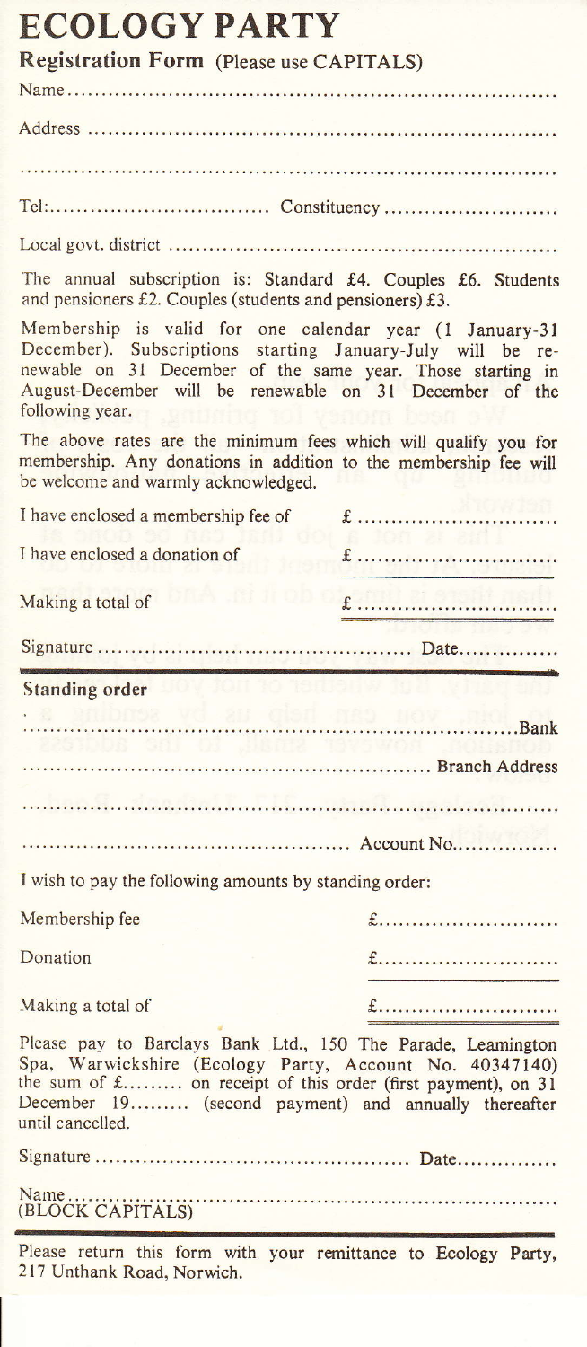# ECOLOGY PARTY

## Registration Form (Please use CAPITALS)

Name.......................................................................

Address ...................................................................

...............................................................................

Tel:................................ Constituency ..........................

Local govt. district ......................................................

The annual subscription is: Standard £4. Couples £6. Students and pensioners £2. Couples (students and pensioners) £3.

Membership is valid for one calendar year (1 January-31 December). Subscriptions starting January-July will be renewable on 31 December of the same year. Those starting in August-December will be renewable on 31 December of the following year.

The above rates are the minimum fees which will qualify you for membership. Any donations in addition to the membership fee will be welcome and warmly acknowledged.

I have enclosed a membership fee of £ ............................

I have enclosed a donation of £ ............................

Making a total of £ ............................

Signature ............................................. Date.............

## Standing order

........................................................................Bank

........................................................... Branch Address

...............................................................................

............................................... Account No...............

I wish to pay the following amounts by standing order:

Membership fee £..........................

Donation £..........................

Making a total of £..........................

Please pay to Barclays Bank Ltd., 150 The Parade, Leamington Spa, Warwickshire (Ecology Party, Account No. 40347140) the sum of £......... on receipt of this order (first payment), on 31 December 19......... (second payment) and annually thereafter until cancelled.

Signature ............................................. Date..............

Name.......................................................................
(BLOCK CAPITALS)

Please return this form with your remittance to Ecology Party, 217 Unthank Road, Norwich.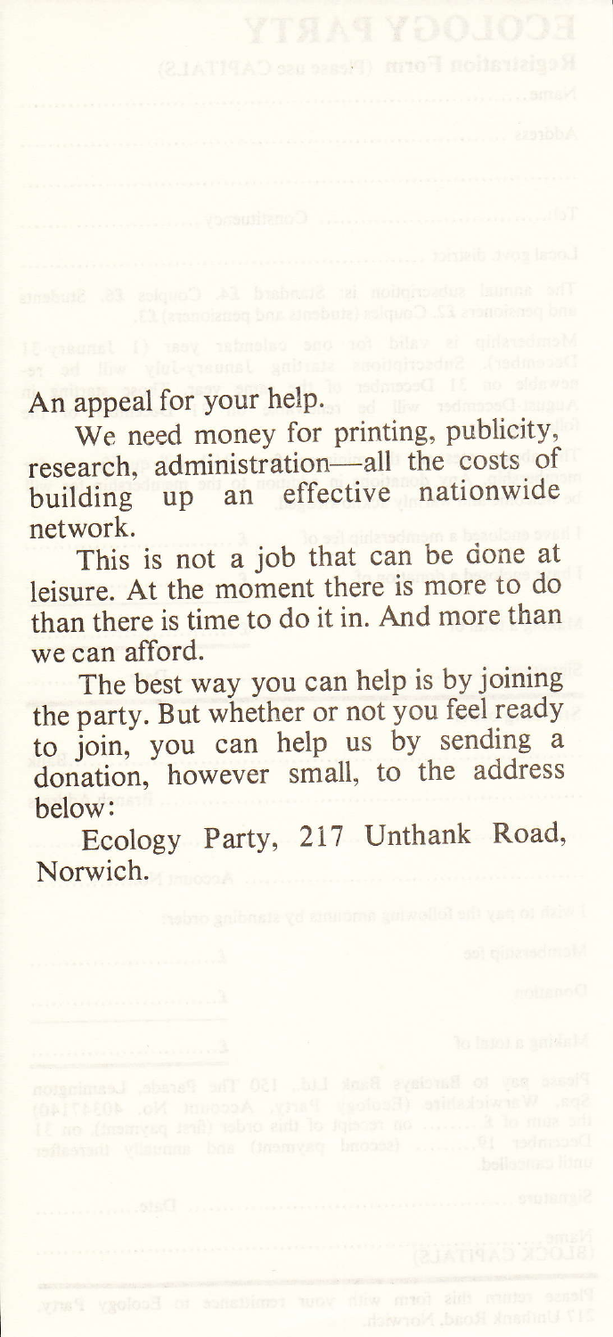An appeal for your help.

We need money for printing, publicity, research, administration—all the costs of building up an effective nationwide network.

This is not a job that can be done at leisure. At the moment there is more to do than there is time to do it in. And more than we can afford.

The best way you can help is by joining the party. But whether or not you feel ready to join, you can help us by sending a donation, however small, to the address below:

Ecology Party, 217 Unthank Road, Norwich.